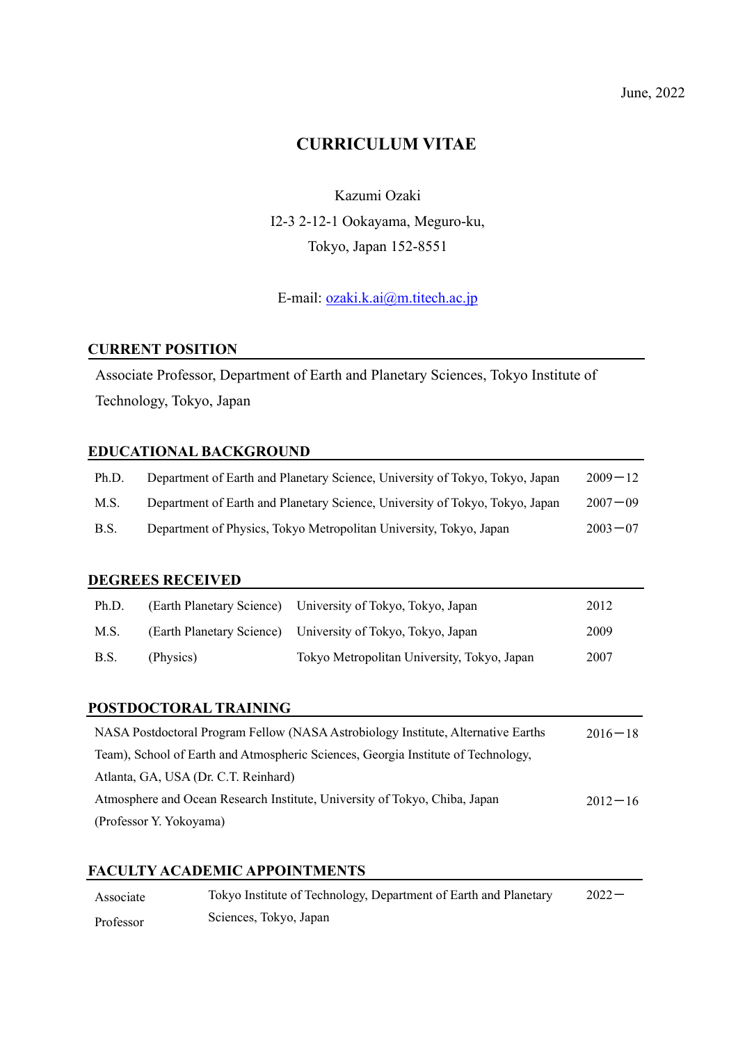June, 2022

# CURRICULUM VITAE

Kazumi Ozaki
I2-3 2-12-1 Ookayama, Meguro-ku,
Tokyo, Japan 152-8551

E-mail: ozaki.k.ai@m.titech.ac.jp

## CURRENT POSITION

Associate Professor, Department of Earth and Planetary Sciences, Tokyo Institute of Technology, Tokyo, Japan

## EDUCATIONAL BACKGROUND

| | | |
|---|---|---|
| Ph.D. | Department of Earth and Planetary Science, University of Tokyo, Tokyo, Japan | 2009－12 |
| M.S. | Department of Earth and Planetary Science, University of Tokyo, Tokyo, Japan | 2007－09 |
| B.S. | Department of Physics, Tokyo Metropolitan University, Tokyo, Japan | 2003－07 |

## DEGREES RECEIVED

| | | | |
|---|---|---|---|
| Ph.D. | (Earth Planetary Science) | University of Tokyo, Tokyo, Japan | 2012 |
| M.S. | (Earth Planetary Science) | University of Tokyo, Tokyo, Japan | 2009 |
| B.S. | (Physics) | Tokyo Metropolitan University, Tokyo, Japan | 2007 |

## POSTDOCTORAL TRAINING

| | |
|---|---|
| NASA Postdoctoral Program Fellow (NASA Astrobiology Institute, Alternative Earths Team), School of Earth and Atmospheric Sciences, Georgia Institute of Technology, Atlanta, GA, USA (Dr. C.T. Reinhard) | 2016－18 |
| Atmosphere and Ocean Research Institute, University of Tokyo, Chiba, Japan (Professor Y. Yokoyama) | 2012－16 |

## FACULTY ACADEMIC APPOINTMENTS

| | | |
|---|---|---|
| Associate Professor | Tokyo Institute of Technology, Department of Earth and Planetary Sciences, Tokyo, Japan | 2022－ |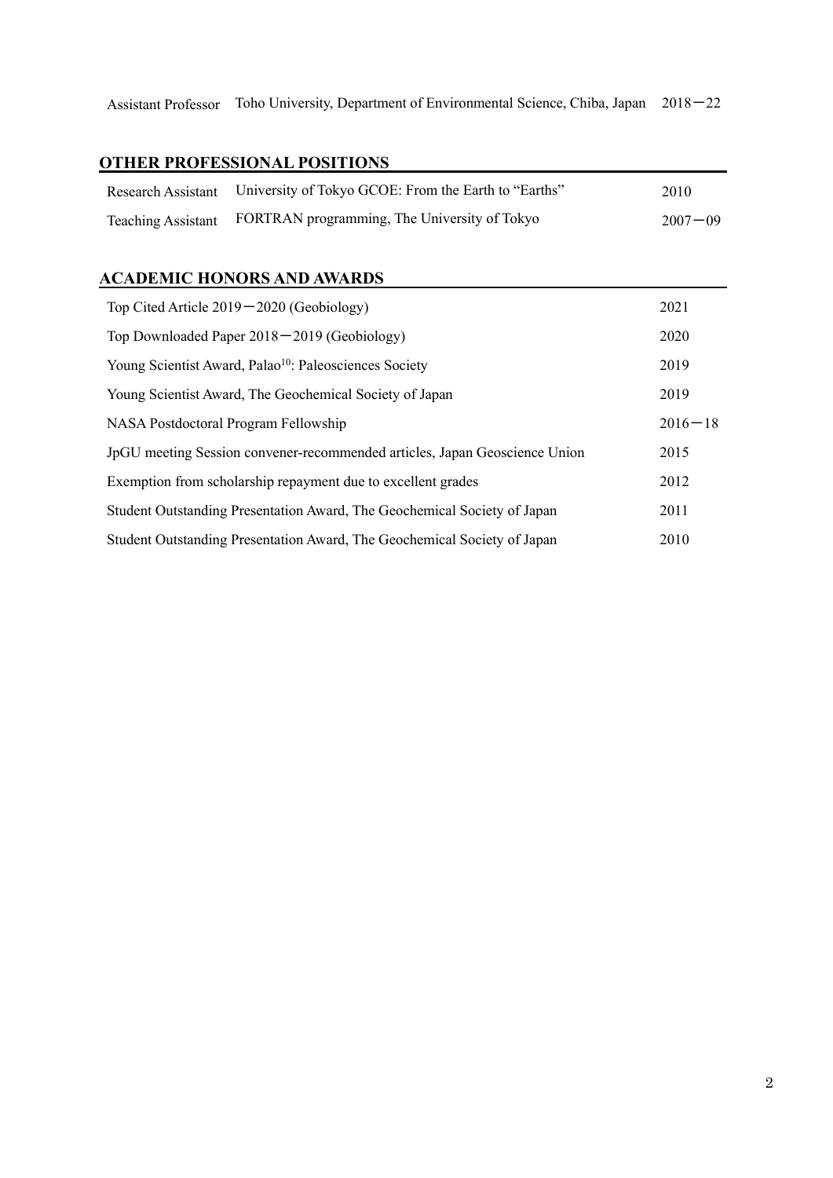| | | |
|---|---|---|
| Assistant Professor | Toho University, Department of Environmental Science, Chiba, Japan | 2018−22 |

## OTHER PROFESSIONAL POSITIONS

| | | |
|---|---|---|
| Research Assistant | University of Tokyo GCOE: From the Earth to "Earths" | 2010 |
| Teaching Assistant | FORTRAN programming, The University of Tokyo | 2007−09 |

## ACADEMIC HONORS AND AWARDS

| | |
|---|---|
| Top Cited Article 2019−2020 (Geobiology) | 2021 |
| Top Downloaded Paper 2018−2019 (Geobiology) | 2020 |
| Young Scientist Award, Palao[10]: Paleosciences Society | 2019 |
| Young Scientist Award, The Geochemical Society of Japan | 2019 |
| NASA Postdoctoral Program Fellowship | 2016−18 |
| JpGU meeting Session convener-recommended articles, Japan Geoscience Union | 2015 |
| Exemption from scholarship repayment due to excellent grades | 2012 |
| Student Outstanding Presentation Award, The Geochemical Society of Japan | 2011 |
| Student Outstanding Presentation Award, The Geochemical Society of Japan | 2010 |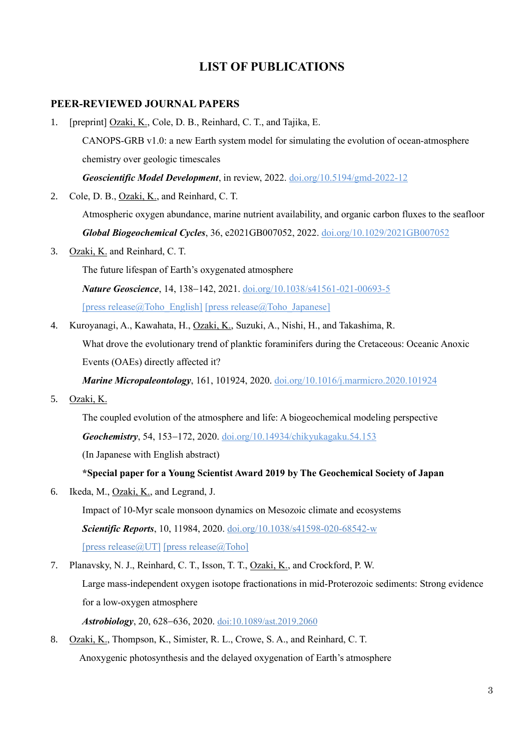# LIST OF PUBLICATIONS

## PEER-REVIEWED JOURNAL PAPERS

1. [preprint] Ozaki, K., Cole, D. B., Reinhard, C. T., and Tajika, E.

   CANOPS-GRB v1.0: a new Earth system model for simulating the evolution of ocean-atmosphere chemistry over geologic timescales

   ***Geoscientific Model Development***, in review, 2022. doi.org/10.5194/gmd-2022-12

2. Cole, D. B., Ozaki, K., and Reinhard, C. T.

   Atmospheric oxygen abundance, marine nutrient availability, and organic carbon fluxes to the seafloor

   ***Global Biogeochemical Cycles***, 36, e2021GB007052, 2022. doi.org/10.1029/2021GB007052

3. Ozaki, K. and Reinhard, C. T.

   The future lifespan of Earth's oxygenated atmosphere

   ***Nature Geoscience***, 14, 138−142, 2021. doi.org/10.1038/s41561-021-00693-5

   [press release@Toho_English] [press release@Toho_Japanese]

4. Kuroyanagi, A., Kawahata, H., Ozaki, K., Suzuki, A., Nishi, H., and Takashima, R.

   What drove the evolutionary trend of planktic foraminifers during the Cretaceous: Oceanic Anoxic Events (OAEs) directly affected it?

   ***Marine Micropaleontology***, 161, 101924, 2020. doi.org/10.1016/j.marmicro.2020.101924

5. Ozaki, K.

   The coupled evolution of the atmosphere and life: A biogeochemical modeling perspective

   ***Geochemistry***, 54, 153−172, 2020. doi.org/10.14934/chikyukagaku.54.153

   (In Japanese with English abstract)

   **\*Special paper for a Young Scientist Award 2019 by The Geochemical Society of Japan**

6. Ikeda, M., Ozaki, K., and Legrand, J.

   Impact of 10-Myr scale monsoon dynamics on Mesozoic climate and ecosystems

   ***Scientific Reports***, 10, 11984, 2020. doi.org/10.1038/s41598-020-68542-w

   [press release@UT] [press release@Toho]

7. Planavsky, N. J., Reinhard, C. T., Isson, T. T., Ozaki, K., and Crockford, P. W.

   Large mass-independent oxygen isotope fractionations in mid-Proterozoic sediments: Strong evidence for a low-oxygen atmosphere

   ***Astrobiology***, 20, 628−636, 2020. doi:10.1089/ast.2019.2060

8. Ozaki, K., Thompson, K., Simister, R. L., Crowe, S. A., and Reinhard, C. T.

   Anoxygenic photosynthesis and the delayed oxygenation of Earth's atmosphere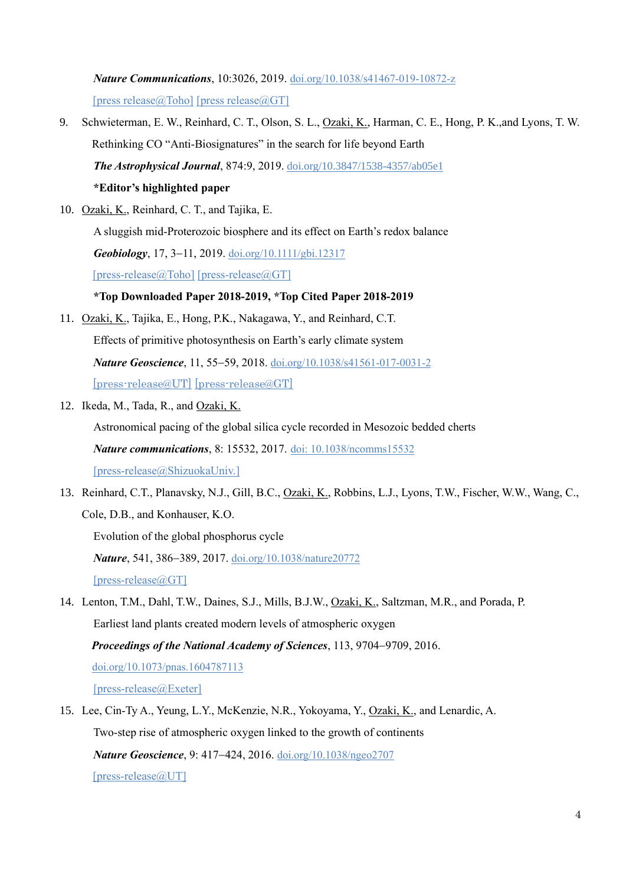***Nature Communications***, 10:3026, 2019. doi.org/10.1038/s41467-019-10872-z

[press release@Toho] [press release@GT]

9. Schwieterman, E. W., Reinhard, C. T., Olson, S. L., Ozaki, K., Harman, C. E., Hong, P. K.,and Lyons, T. W.

   Rethinking CO "Anti-Biosignatures" in the search for life beyond Earth

   ***The Astrophysical Journal***, 874:9, 2019. doi.org/10.3847/1538-4357/ab05e1

   **\*Editor's highlighted paper**

10. Ozaki, K., Reinhard, C. T., and Tajika, E.

    A sluggish mid-Proterozoic biosphere and its effect on Earth's redox balance

    ***Geobiology***, 17, 3–11, 2019. doi.org/10.1111/gbi.12317

    [press-release@Toho] [press-release@GT]

    **\*Top Downloaded Paper 2018-2019, \*Top Cited Paper 2018-2019**

11. Ozaki, K., Tajika, E., Hong, P.K., Nakagawa, Y., and Reinhard, C.T.

    Effects of primitive photosynthesis on Earth's early climate system

    ***Nature Geoscience***, 11, 55–59, 2018. doi.org/10.1038/s41561-017-0031-2

    [press-release@UT] [press-release@GT]

12. Ikeda, M., Tada, R., and Ozaki, K.

    Astronomical pacing of the global silica cycle recorded in Mesozoic bedded cherts

    ***Nature communications***, 8: 15532, 2017. doi: 10.1038/ncomms15532

    [press-release@ShizuokaUniv.]

13. Reinhard, C.T., Planavsky, N.J., Gill, B.C., Ozaki, K., Robbins, L.J., Lyons, T.W., Fischer, W.W., Wang, C., Cole, D.B., and Konhauser, K.O.

    Evolution of the global phosphorus cycle

    ***Nature***, 541, 386–389, 2017. doi.org/10.1038/nature20772

    [press-release@GT]

14. Lenton, T.M., Dahl, T.W., Daines, S.J., Mills, B.J.W., Ozaki, K., Saltzman, M.R., and Porada, P.

    Earliest land plants created modern levels of atmospheric oxygen

    ***Proceedings of the National Academy of Sciences***, 113, 9704–9709, 2016.

    doi.org/10.1073/pnas.1604787113

    [press-release@Exeter]

15. Lee, Cin-Ty A., Yeung, L.Y., McKenzie, N.R., Yokoyama, Y., Ozaki, K., and Lenardic, A.

    Two-step rise of atmospheric oxygen linked to the growth of continents

    ***Nature Geoscience***, 9: 417–424, 2016. doi.org/10.1038/ngeo2707

    [press-release@UT]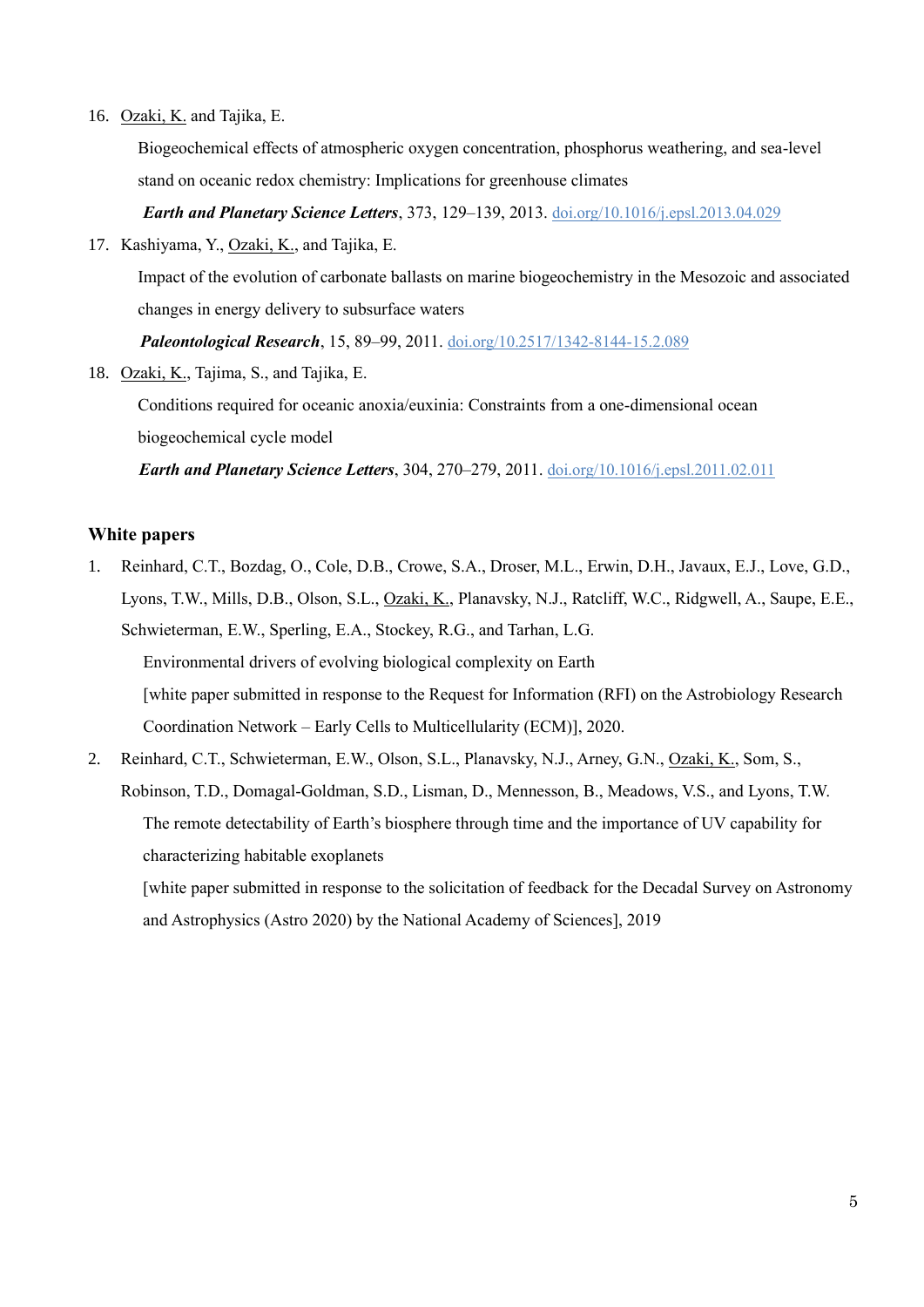16. Ozaki, K. and Tajika, E.

    Biogeochemical effects of atmospheric oxygen concentration, phosphorus weathering, and sea-level stand on oceanic redox chemistry: Implications for greenhouse climates

    ***Earth and Planetary Science Letters***, 373, 129–139, 2013. doi.org/10.1016/j.epsl.2013.04.029

17. Kashiyama, Y., Ozaki, K., and Tajika, E.

    Impact of the evolution of carbonate ballasts on marine biogeochemistry in the Mesozoic and associated changes in energy delivery to subsurface waters

    ***Paleontological Research***, 15, 89–99, 2011. doi.org/10.2517/1342-8144-15.2.089

18. Ozaki, K., Tajima, S., and Tajika, E.

    Conditions required for oceanic anoxia/euxinia: Constraints from a one-dimensional ocean biogeochemical cycle model

    ***Earth and Planetary Science Letters***, 304, 270–279, 2011. doi.org/10.1016/j.epsl.2011.02.011

## White papers

1. Reinhard, C.T., Bozdag, O., Cole, D.B., Crowe, S.A., Droser, M.L., Erwin, D.H., Javaux, E.J., Love, G.D., Lyons, T.W., Mills, D.B., Olson, S.L., Ozaki, K., Planavsky, N.J., Ratcliff, W.C., Ridgwell, A., Saupe, E.E., Schwieterman, E.W., Sperling, E.A., Stockey, R.G., and Tarhan, L.G.

   Environmental drivers of evolving biological complexity on Earth

   [white paper submitted in response to the Request for Information (RFI) on the Astrobiology Research Coordination Network – Early Cells to Multicellularity (ECM)], 2020.

2. Reinhard, C.T., Schwieterman, E.W., Olson, S.L., Planavsky, N.J., Arney, G.N., Ozaki, K., Som, S., Robinson, T.D., Domagal-Goldman, S.D., Lisman, D., Mennesson, B., Meadows, V.S., and Lyons, T.W.

   The remote detectability of Earth's biosphere through time and the importance of UV capability for characterizing habitable exoplanets

   [white paper submitted in response to the solicitation of feedback for the Decadal Survey on Astronomy and Astrophysics (Astro 2020) by the National Academy of Sciences], 2019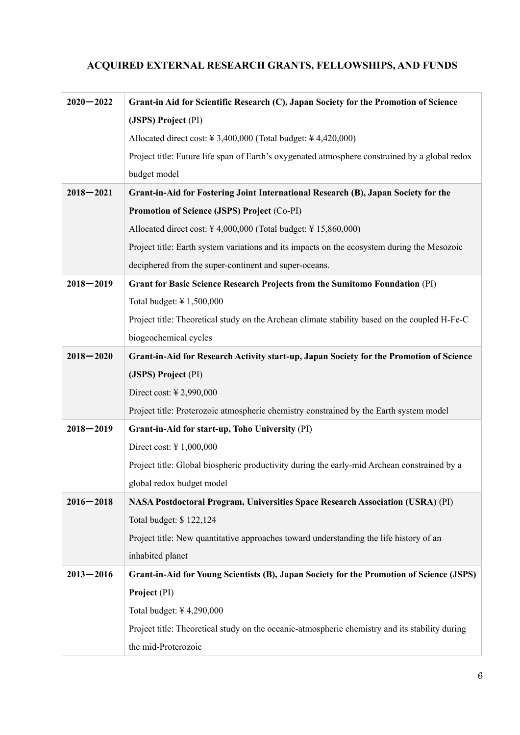## ACQUIRED EXTERNAL RESEARCH GRANTS, FELLOWSHIPS, AND FUNDS

| | |
|---|---|
| 2020－2022 | **Grant-in Aid for Scientific Research (C), Japan Society for the Promotion of Science (JSPS) Project** (PI)<br>Allocated direct cost: ¥ 3,400,000 (Total budget: ¥ 4,420,000)<br>Project title: Future life span of Earth's oxygenated atmosphere constrained by a global redox budget model |
| 2018－2021 | **Grant-in-Aid for Fostering Joint International Research (B), Japan Society for the Promotion of Science (JSPS) Project** (Co-PI)<br>Allocated direct cost: ¥ 4,000,000 (Total budget: ¥ 15,860,000)<br>Project title: Earth system variations and its impacts on the ecosystem during the Mesozoic deciphered from the super-continent and super-oceans. |
| 2018－2019 | **Grant for Basic Science Research Projects from the Sumitomo Foundation** (PI)<br>Total budget: ¥ 1,500,000<br>Project title: Theoretical study on the Archean climate stability based on the coupled H-Fe-C biogeochemical cycles |
| 2018－2020 | **Grant-in-Aid for Research Activity start-up, Japan Society for the Promotion of Science (JSPS) Project** (PI)<br>Direct cost: ¥ 2,990,000<br>Project title: Proterozoic atmospheric chemistry constrained by the Earth system model |
| 2018－2019 | **Grant-in-Aid for start-up, Toho University** (PI)<br>Direct cost: ¥ 1,000,000<br>Project title: Global biospheric productivity during the early-mid Archean constrained by a global redox budget model |
| 2016－2018 | **NASA Postdoctoral Program, Universities Space Research Association (USRA)** (PI)<br>Total budget: $ 122,124<br>Project title: New quantitative approaches toward understanding the life history of an inhabited planet |
| 2013－2016 | **Grant-in-Aid for Young Scientists (B), Japan Society for the Promotion of Science (JSPS) Project** (PI)<br>Total budget: ¥ 4,290,000<br>Project title: Theoretical study on the oceanic-atmospheric chemistry and its stability during the mid-Proterozoic |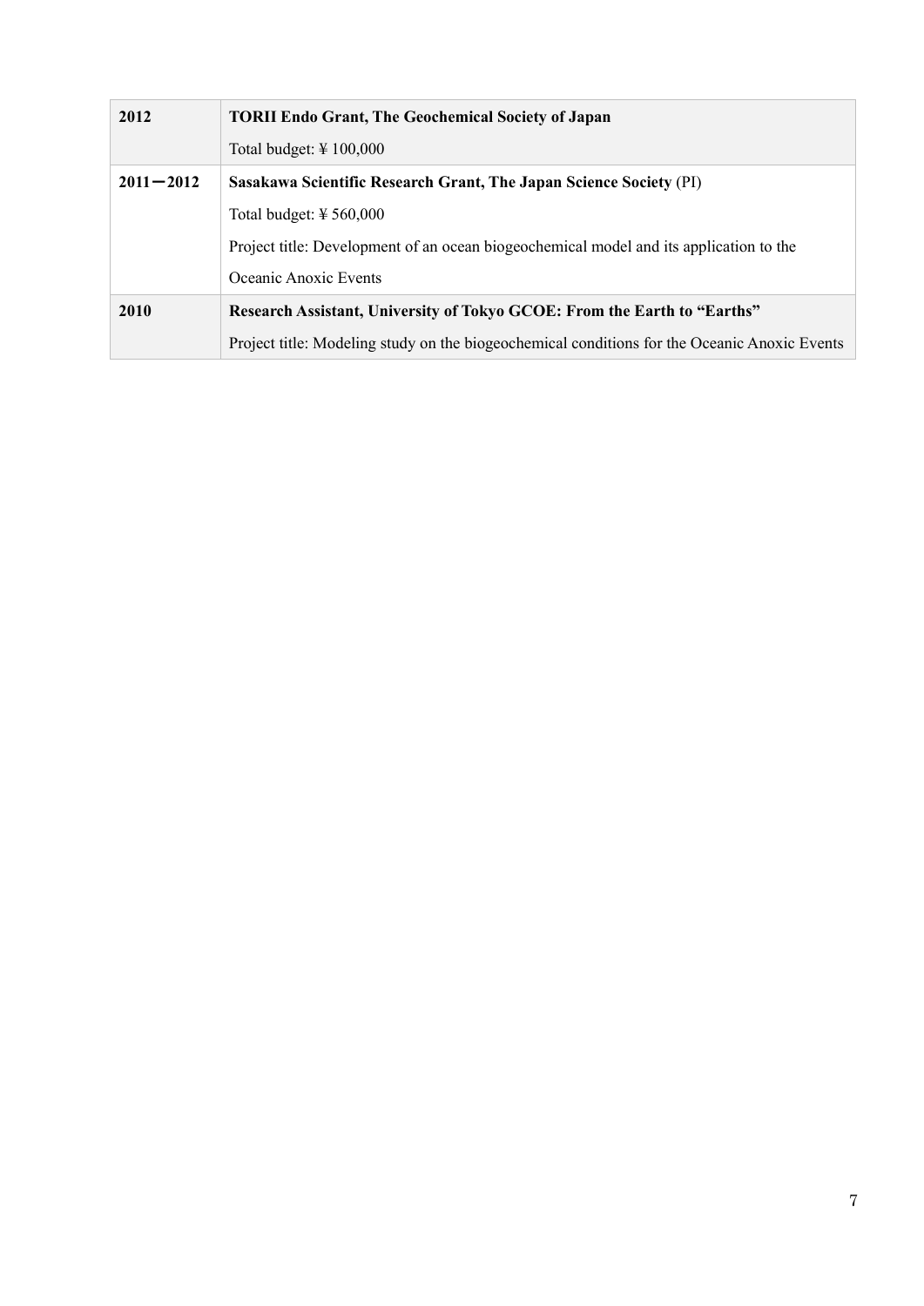| | |
|---|---|
| **2012** | **TORII Endo Grant, The Geochemical Society of Japan**<br>Total budget: ¥ 100,000 |
| **2011－2012** | **Sasakawa Scientific Research Grant, The Japan Science Society** (PI)<br>Total budget: ¥ 560,000<br>Project title: Development of an ocean biogeochemical model and its application to the Oceanic Anoxic Events |
| **2010** | **Research Assistant, University of Tokyo GCOE: From the Earth to "Earths"**<br>Project title: Modeling study on the biogeochemical conditions for the Oceanic Anoxic Events |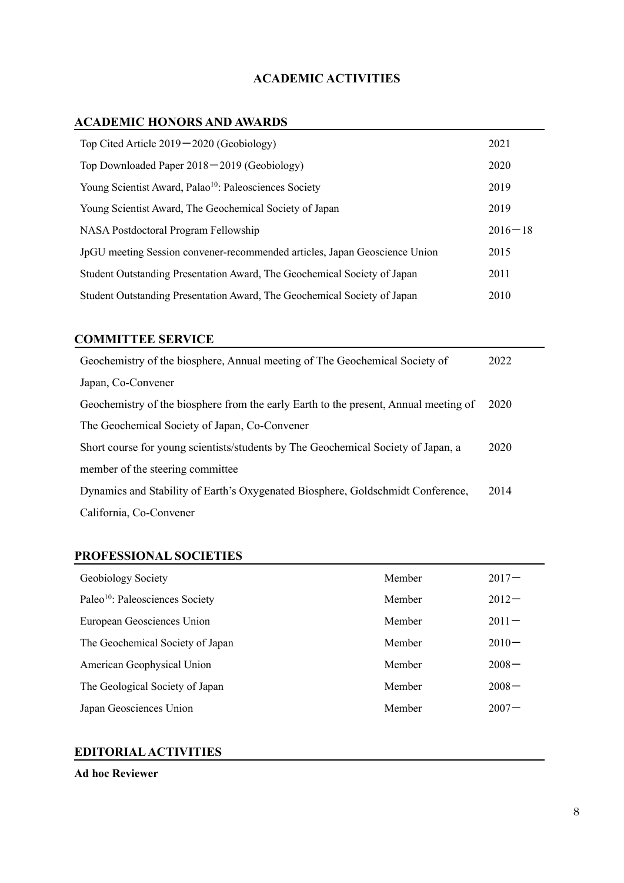# ACADEMIC ACTIVITIES

## ACADEMIC HONORS AND AWARDS

| | |
|---|---|
| Top Cited Article 2019－2020 (Geobiology) | 2021 |
| Top Downloaded Paper 2018－2019 (Geobiology) | 2020 |
| Young Scientist Award, Palao[10]: Paleosciences Society | 2019 |
| Young Scientist Award, The Geochemical Society of Japan | 2019 |
| NASA Postdoctoral Program Fellowship | 2016－18 |
| JpGU meeting Session convener-recommended articles, Japan Geoscience Union | 2015 |
| Student Outstanding Presentation Award, The Geochemical Society of Japan | 2011 |
| Student Outstanding Presentation Award, The Geochemical Society of Japan | 2010 |

## COMMITTEE SERVICE

| | |
|---|---|
| Geochemistry of the biosphere, Annual meeting of The Geochemical Society of Japan, Co-Convener | 2022 |
| Geochemistry of the biosphere from the early Earth to the present, Annual meeting of The Geochemical Society of Japan, Co-Convener | 2020 |
| Short course for young scientists/students by The Geochemical Society of Japan, a member of the steering committee | 2020 |
| Dynamics and Stability of Earth's Oxygenated Biosphere, Goldschmidt Conference, California, Co-Convener | 2014 |

## PROFESSIONAL SOCIETIES

| | | |
|---|---|---|
| Geobiology Society | Member | 2017－ |
| Paleo[10]: Paleosciences Society | Member | 2012－ |
| European Geosciences Union | Member | 2011－ |
| The Geochemical Society of Japan | Member | 2010－ |
| American Geophysical Union | Member | 2008－ |
| The Geological Society of Japan | Member | 2008－ |
| Japan Geosciences Union | Member | 2007－ |

## EDITORIAL ACTIVITIES

**Ad hoc Reviewer**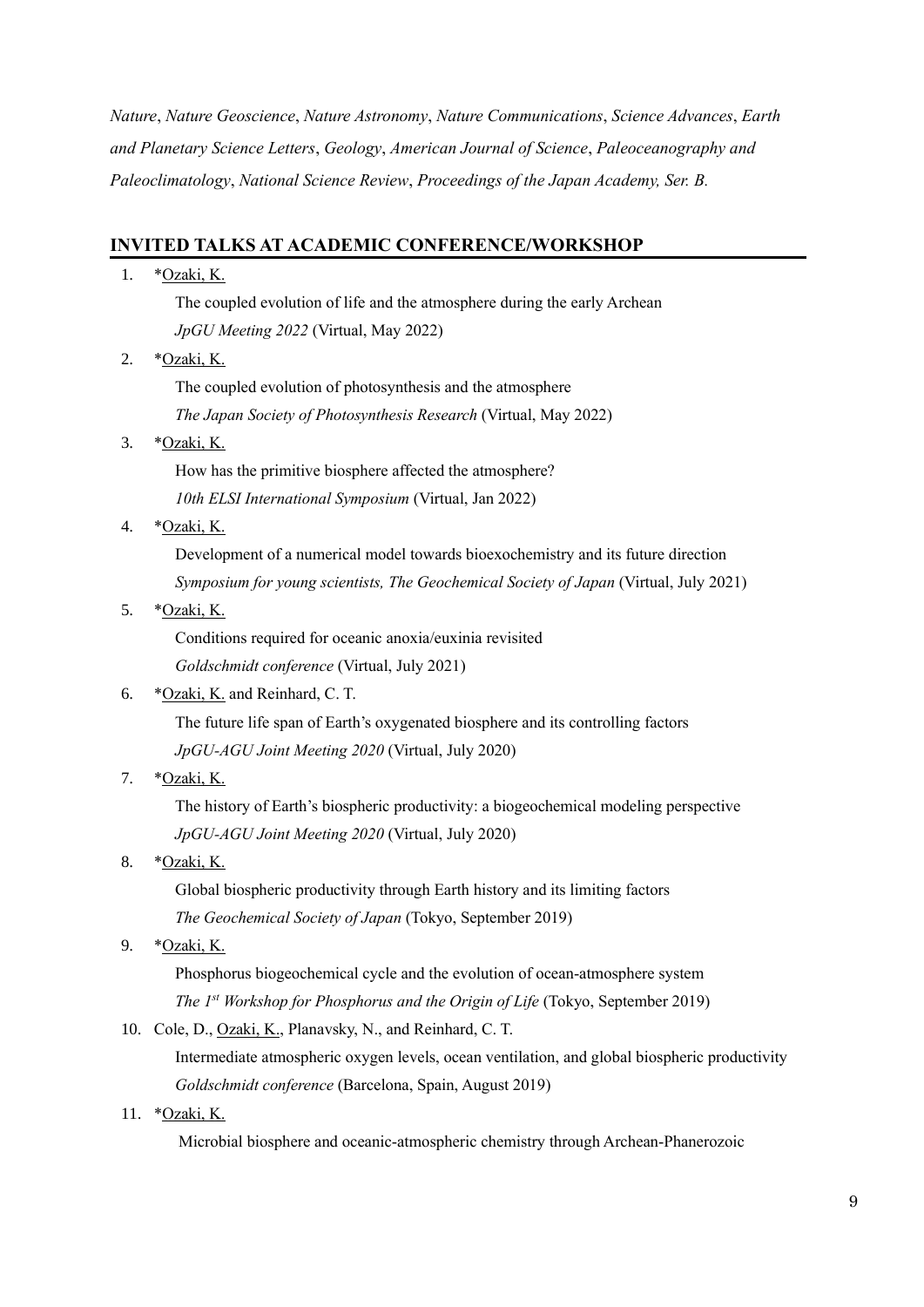*Nature*, *Nature Geoscience*, *Nature Astronomy*, *Nature Communications*, *Science Advances*, *Earth and Planetary Science Letters*, *Geology*, *American Journal of Science*, *Paleoceanography and Paleoclimatology*, *National Science Review*, *Proceedings of the Japan Academy, Ser. B.*

## INVITED TALKS AT ACADEMIC CONFERENCE/WORKSHOP

1. *Ozaki, K.
   The coupled evolution of life and the atmosphere during the early Archean
   *JpGU Meeting 2022* (Virtual, May 2022)
2. *Ozaki, K.
   The coupled evolution of photosynthesis and the atmosphere
   *The Japan Society of Photosynthesis Research* (Virtual, May 2022)
3. *Ozaki, K.
   How has the primitive biosphere affected the atmosphere?
   *10th ELSI International Symposium* (Virtual, Jan 2022)
4. *Ozaki, K.
   Development of a numerical model towards bioexochemistry and its future direction
   *Symposium for young scientists, The Geochemical Society of Japan* (Virtual, July 2021)
5. *Ozaki, K.
   Conditions required for oceanic anoxia/euxinia revisited
   *Goldschmidt conference* (Virtual, July 2021)
6. *Ozaki, K. and Reinhard, C. T.
   The future life span of Earth's oxygenated biosphere and its controlling factors
   *JpGU-AGU Joint Meeting 2020* (Virtual, July 2020)
7. *Ozaki, K.
   The history of Earth's biospheric productivity: a biogeochemical modeling perspective
   *JpGU-AGU Joint Meeting 2020* (Virtual, July 2020)
8. *Ozaki, K.
   Global biospheric productivity through Earth history and its limiting factors
   *The Geochemical Society of Japan* (Tokyo, September 2019)
9. *Ozaki, K.
   Phosphorus biogeochemical cycle and the evolution of ocean-atmosphere system
   *The 1st Workshop for Phosphorus and the Origin of Life* (Tokyo, September 2019)
10. Cole, D., Ozaki, K., Planavsky, N., and Reinhard, C. T.
    Intermediate atmospheric oxygen levels, ocean ventilation, and global biospheric productivity
    *Goldschmidt conference* (Barcelona, Spain, August 2019)
11. *Ozaki, K.
    Microbial biosphere and oceanic-atmospheric chemistry through Archean-Phanerozoic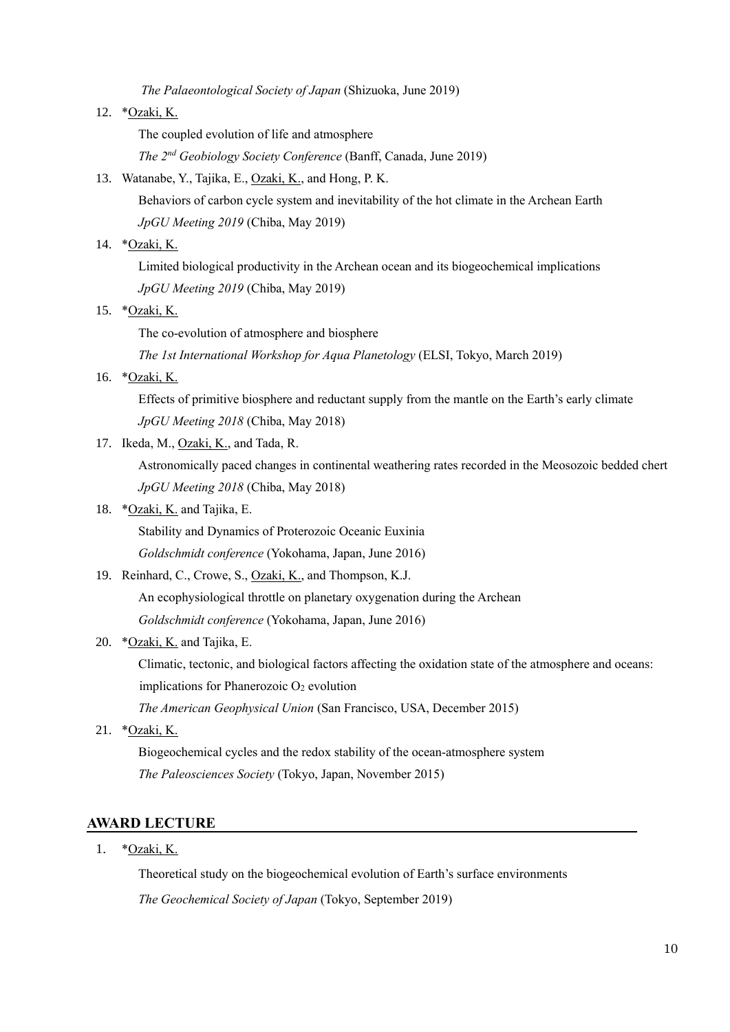*The Palaeontological Society of Japan* (Shizuoka, June 2019)

12. *Ozaki, K.

    The coupled evolution of life and atmosphere

    *The 2nd Geobiology Society Conference* (Banff, Canada, June 2019)

13. Watanabe, Y., Tajika, E., Ozaki, K., and Hong, P. K.

    Behaviors of carbon cycle system and inevitability of the hot climate in the Archean Earth

    *JpGU Meeting 2019* (Chiba, May 2019)

14. *Ozaki, K.

    Limited biological productivity in the Archean ocean and its biogeochemical implications

    *JpGU Meeting 2019* (Chiba, May 2019)

15. *Ozaki, K.

    The co-evolution of atmosphere and biosphere

    *The 1st International Workshop for Aqua Planetology* (ELSI, Tokyo, March 2019)

16. *Ozaki, K.

    Effects of primitive biosphere and reductant supply from the mantle on the Earth's early climate

    *JpGU Meeting 2018* (Chiba, May 2018)

17. Ikeda, M., Ozaki, K., and Tada, R.

    Astronomically paced changes in continental weathering rates recorded in the Meosozoic bedded chert

    *JpGU Meeting 2018* (Chiba, May 2018)

18. *Ozaki, K. and Tajika, E.

    Stability and Dynamics of Proterozoic Oceanic Euxinia

    *Goldschmidt conference* (Yokohama, Japan, June 2016)

19. Reinhard, C., Crowe, S., Ozaki, K., and Thompson, K.J.

    An ecophysiological throttle on planetary oxygenation during the Archean

    *Goldschmidt conference* (Yokohama, Japan, June 2016)

20. *Ozaki, K. and Tajika, E.

    Climatic, tectonic, and biological factors affecting the oxidation state of the atmosphere and oceans: implications for Phanerozoic $O_2$ evolution

    *The American Geophysical Union* (San Francisco, USA, December 2015)

21. *Ozaki, K.

    Biogeochemical cycles and the redox stability of the ocean-atmosphere system

    *The Paleosciences Society* (Tokyo, Japan, November 2015)

## AWARD LECTURE

1. *Ozaki, K.

    Theoretical study on the biogeochemical evolution of Earth's surface environments

    *The Geochemical Society of Japan* (Tokyo, September 2019)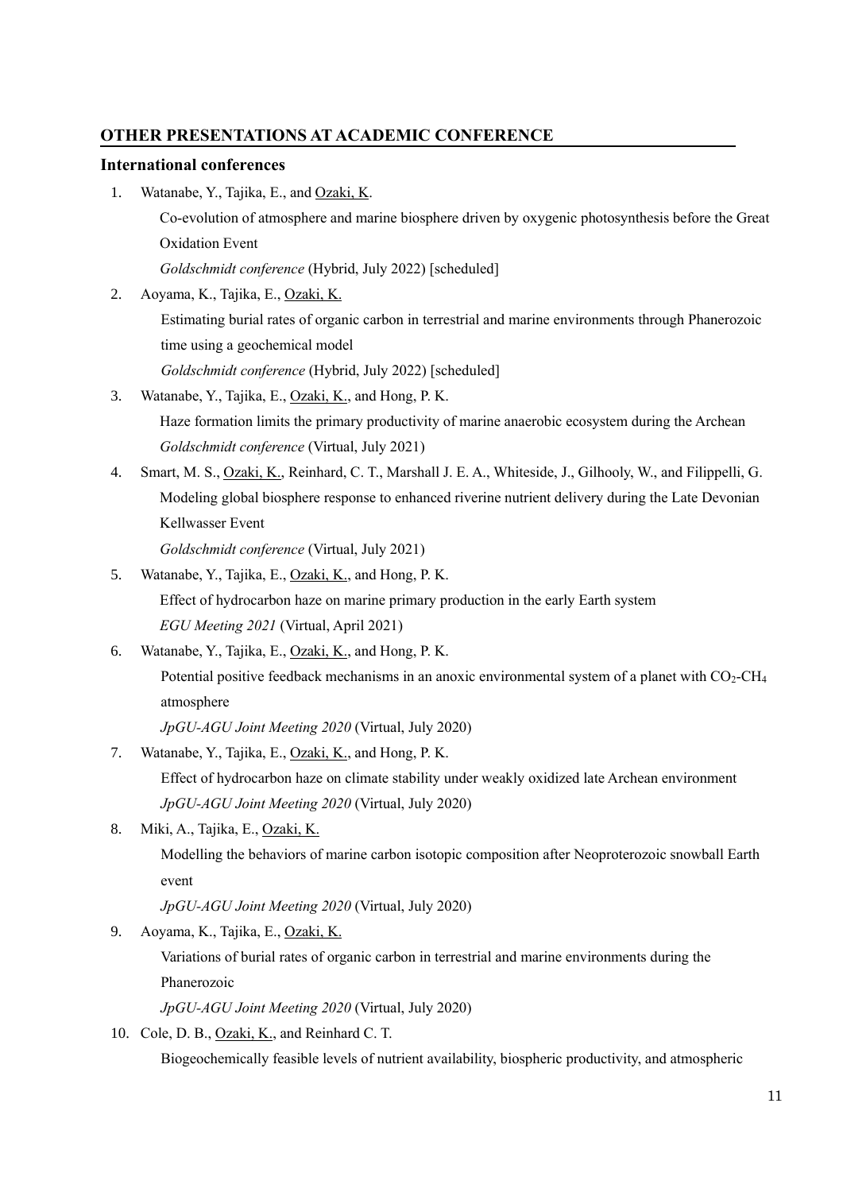## OTHER PRESENTATIONS AT ACADEMIC CONFERENCE

### International conferences

1. Watanabe, Y., Tajika, E., and Ozaki, K.
   Co-evolution of atmosphere and marine biosphere driven by oxygenic photosynthesis before the Great Oxidation Event
   *Goldschmidt conference* (Hybrid, July 2022) [scheduled]
2. Aoyama, K., Tajika, E., Ozaki, K.
   Estimating burial rates of organic carbon in terrestrial and marine environments through Phanerozoic time using a geochemical model
   *Goldschmidt conference* (Hybrid, July 2022) [scheduled]
3. Watanabe, Y., Tajika, E., Ozaki, K., and Hong, P. K.
   Haze formation limits the primary productivity of marine anaerobic ecosystem during the Archean
   *Goldschmidt conference* (Virtual, July 2021)
4. Smart, M. S., Ozaki, K., Reinhard, C. T., Marshall J. E. A., Whiteside, J., Gilhooly, W., and Filippelli, G.
   Modeling global biosphere response to enhanced riverine nutrient delivery during the Late Devonian Kellwasser Event
   *Goldschmidt conference* (Virtual, July 2021)
5. Watanabe, Y., Tajika, E., Ozaki, K., and Hong, P. K.
   Effect of hydrocarbon haze on marine primary production in the early Earth system
   *EGU Meeting 2021* (Virtual, April 2021)
6. Watanabe, Y., Tajika, E., Ozaki, K., and Hong, P. K.
   Potential positive feedback mechanisms in an anoxic environmental system of a planet with $CO_2$-$CH_4$ atmosphere
   *JpGU-AGU Joint Meeting 2020* (Virtual, July 2020)
7. Watanabe, Y., Tajika, E., Ozaki, K., and Hong, P. K.
   Effect of hydrocarbon haze on climate stability under weakly oxidized late Archean environment
   *JpGU-AGU Joint Meeting 2020* (Virtual, July 2020)
8. Miki, A., Tajika, E., Ozaki, K.
   Modelling the behaviors of marine carbon isotopic composition after Neoproterozoic snowball Earth event
   *JpGU-AGU Joint Meeting 2020* (Virtual, July 2020)
9. Aoyama, K., Tajika, E., Ozaki, K.
   Variations of burial rates of organic carbon in terrestrial and marine environments during the Phanerozoic
   *JpGU-AGU Joint Meeting 2020* (Virtual, July 2020)
10. Cole, D. B., Ozaki, K., and Reinhard C. T.
    Biogeochemically feasible levels of nutrient availability, biospheric productivity, and atmospheric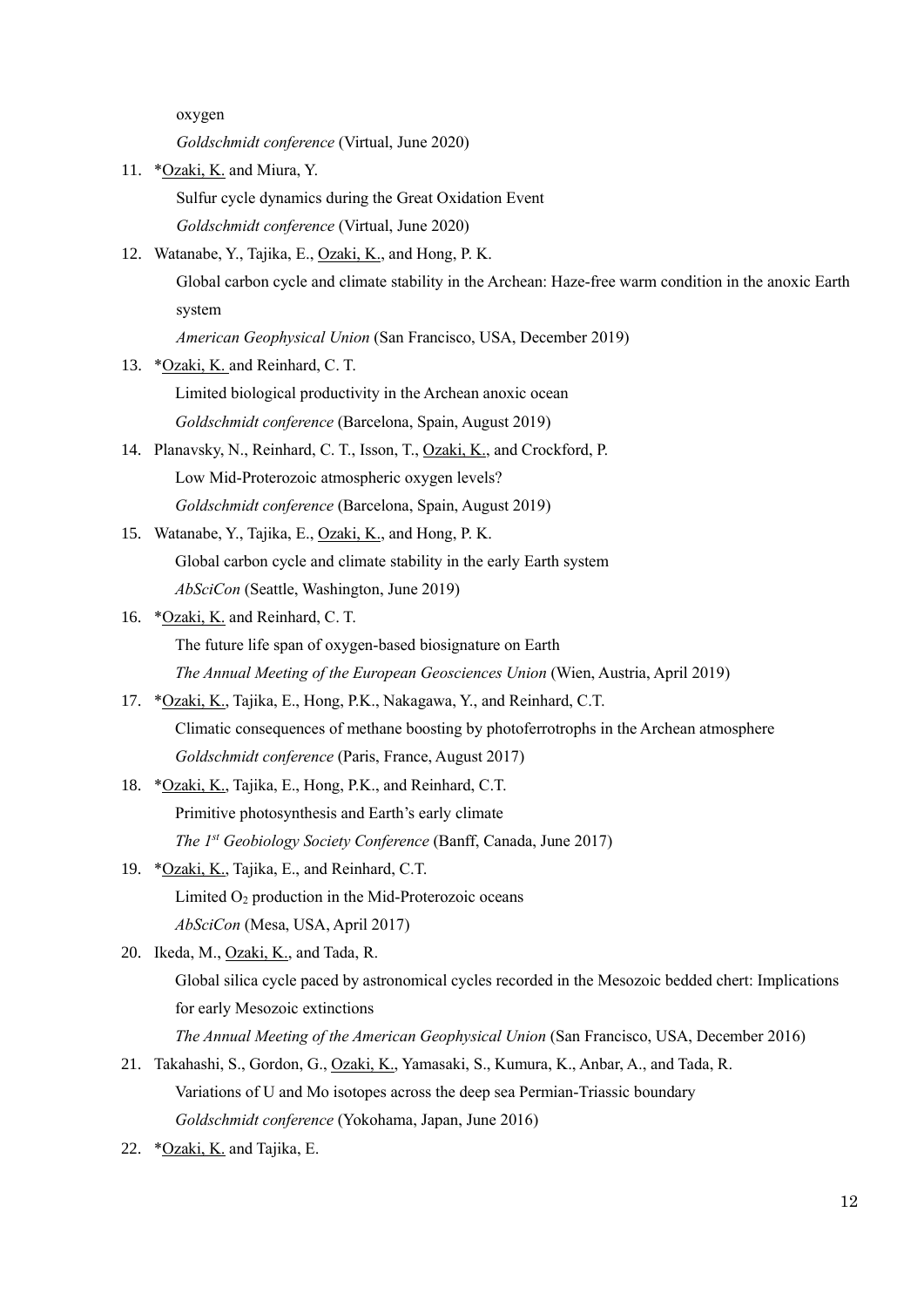oxygen

*Goldschmidt conference* (Virtual, June 2020)

11. *Ozaki, K. and Miura, Y.
    Sulfur cycle dynamics during the Great Oxidation Event
    *Goldschmidt conference* (Virtual, June 2020)
12. Watanabe, Y., Tajika, E., Ozaki, K., and Hong, P. K.
    Global carbon cycle and climate stability in the Archean: Haze-free warm condition in the anoxic Earth system
    *American Geophysical Union* (San Francisco, USA, December 2019)
13. *Ozaki, K. and Reinhard, C. T.
    Limited biological productivity in the Archean anoxic ocean
    *Goldschmidt conference* (Barcelona, Spain, August 2019)
14. Planavsky, N., Reinhard, C. T., Isson, T., Ozaki, K., and Crockford, P.
    Low Mid-Proterozoic atmospheric oxygen levels?
    *Goldschmidt conference* (Barcelona, Spain, August 2019)
15. Watanabe, Y., Tajika, E., Ozaki, K., and Hong, P. K.
    Global carbon cycle and climate stability in the early Earth system
    *AbSciCon* (Seattle, Washington, June 2019)
16. *Ozaki, K. and Reinhard, C. T.
    The future life span of oxygen-based biosignature on Earth
    *The Annual Meeting of the European Geosciences Union* (Wien, Austria, April 2019)
17. *Ozaki, K., Tajika, E., Hong, P.K., Nakagawa, Y., and Reinhard, C.T.
    Climatic consequences of methane boosting by photoferrotrophs in the Archean atmosphere
    *Goldschmidt conference* (Paris, France, August 2017)
18. *Ozaki, K., Tajika, E., Hong, P.K., and Reinhard, C.T.
    Primitive photosynthesis and Earth's early climate
    *The 1st Geobiology Society Conference* (Banff, Canada, June 2017)
19. *Ozaki, K., Tajika, E., and Reinhard, C.T.
    Limited $O_2$ production in the Mid-Proterozoic oceans
    *AbSciCon* (Mesa, USA, April 2017)
20. Ikeda, M., Ozaki, K., and Tada, R.
    Global silica cycle paced by astronomical cycles recorded in the Mesozoic bedded chert: Implications for early Mesozoic extinctions
    *The Annual Meeting of the American Geophysical Union* (San Francisco, USA, December 2016)
21. Takahashi, S., Gordon, G., Ozaki, K., Yamasaki, S., Kumura, K., Anbar, A., and Tada, R.
    Variations of U and Mo isotopes across the deep sea Permian-Triassic boundary
    *Goldschmidt conference* (Yokohama, Japan, June 2016)
22. *Ozaki, K. and Tajika, E.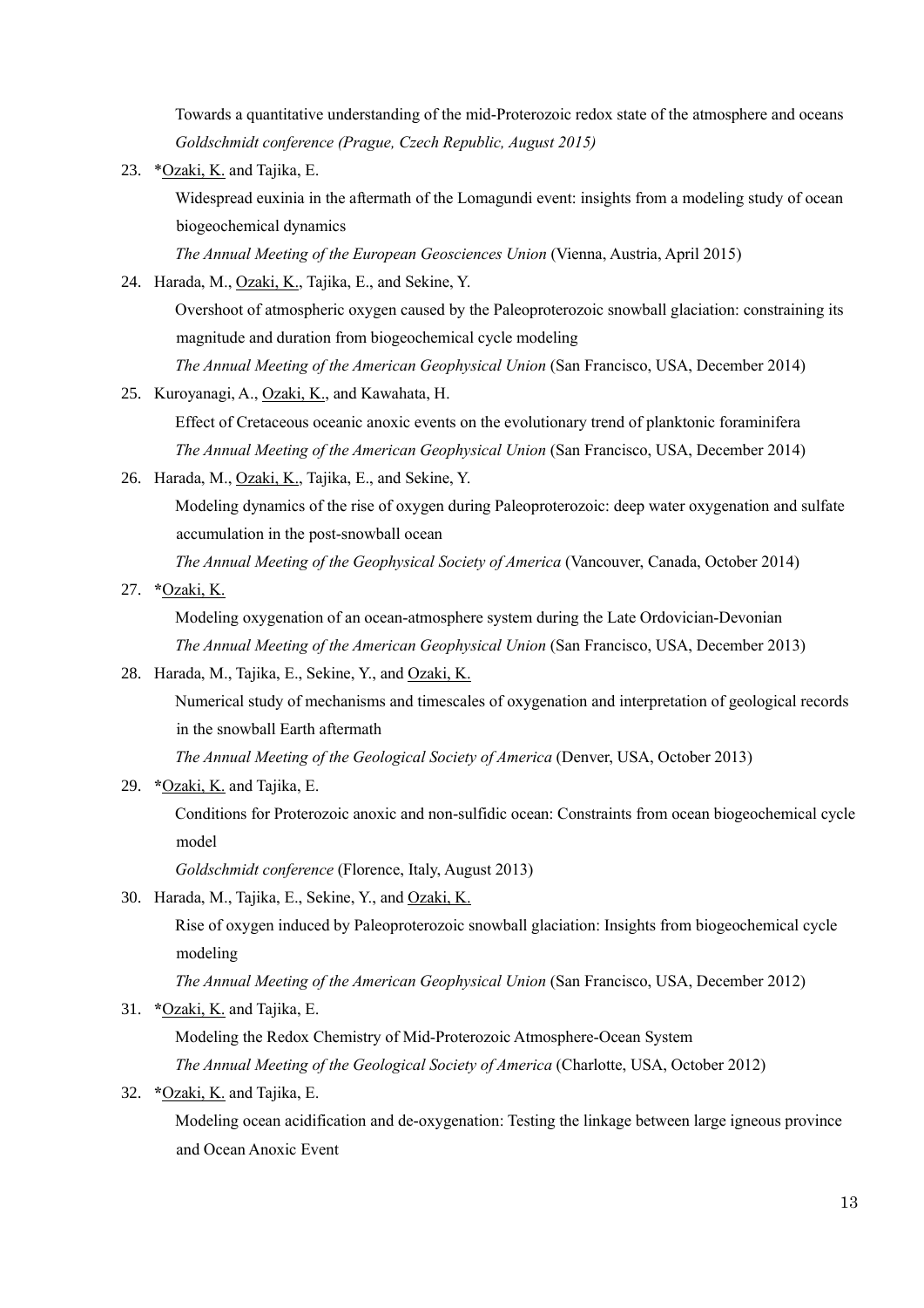Towards a quantitative understanding of the mid-Proterozoic redox state of the atmosphere and oceans
*Goldschmidt conference (Prague, Czech Republic, August 2015)*

23. *Ozaki, K. and Tajika, E.
    Widespread euxinia in the aftermath of the Lomagundi event: insights from a modeling study of ocean biogeochemical dynamics
    *The Annual Meeting of the European Geosciences Union* (Vienna, Austria, April 2015)

24. Harada, M., Ozaki, K., Tajika, E., and Sekine, Y.
    Overshoot of atmospheric oxygen caused by the Paleoproterozoic snowball glaciation: constraining its magnitude and duration from biogeochemical cycle modeling
    *The Annual Meeting of the American Geophysical Union* (San Francisco, USA, December 2014)

25. Kuroyanagi, A., Ozaki, K., and Kawahata, H.
    Effect of Cretaceous oceanic anoxic events on the evolutionary trend of planktonic foraminifera
    *The Annual Meeting of the American Geophysical Union* (San Francisco, USA, December 2014)

26. Harada, M., Ozaki, K., Tajika, E., and Sekine, Y.
    Modeling dynamics of the rise of oxygen during Paleoproterozoic: deep water oxygenation and sulfate accumulation in the post-snowball ocean
    *The Annual Meeting of the Geophysical Society of America* (Vancouver, Canada, October 2014)

27. *Ozaki, K.
    Modeling oxygenation of an ocean-atmosphere system during the Late Ordovician-Devonian
    *The Annual Meeting of the American Geophysical Union* (San Francisco, USA, December 2013)

28. Harada, M., Tajika, E., Sekine, Y., and Ozaki, K.
    Numerical study of mechanisms and timescales of oxygenation and interpretation of geological records in the snowball Earth aftermath
    *The Annual Meeting of the Geological Society of America* (Denver, USA, October 2013)

29. *Ozaki, K. and Tajika, E.
    Conditions for Proterozoic anoxic and non-sulfidic ocean: Constraints from ocean biogeochemical cycle model
    *Goldschmidt conference* (Florence, Italy, August 2013)

30. Harada, M., Tajika, E., Sekine, Y., and Ozaki, K.
    Rise of oxygen induced by Paleoproterozoic snowball glaciation: Insights from biogeochemical cycle modeling
    *The Annual Meeting of the American Geophysical Union* (San Francisco, USA, December 2012)

31. *Ozaki, K. and Tajika, E.
    Modeling the Redox Chemistry of Mid-Proterozoic Atmosphere-Ocean System
    *The Annual Meeting of the Geological Society of America* (Charlotte, USA, October 2012)

32. *Ozaki, K. and Tajika, E.
    Modeling ocean acidification and de-oxygenation: Testing the linkage between large igneous province and Ocean Anoxic Event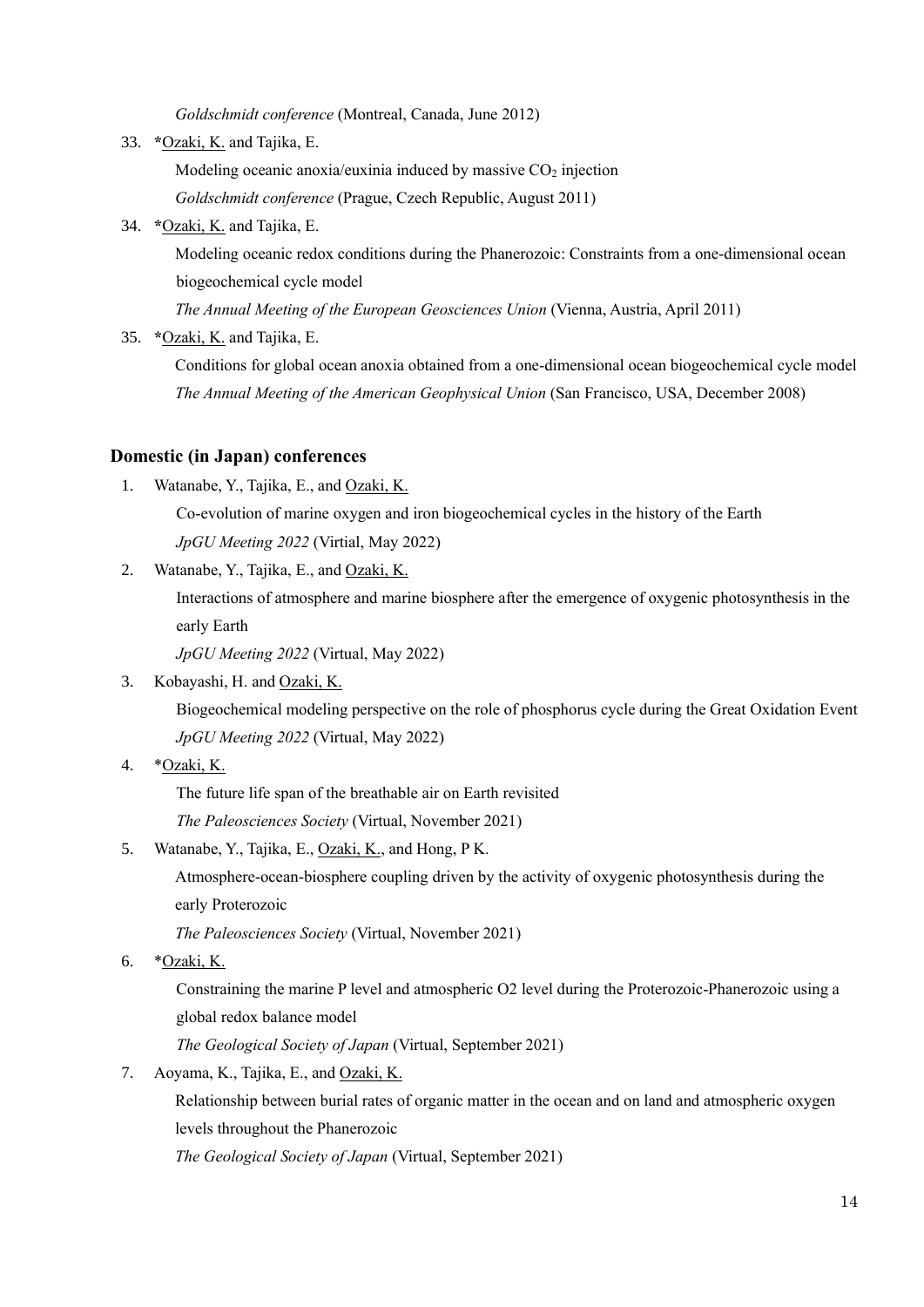*Goldschmidt conference* (Montreal, Canada, June 2012)

33. *Ozaki, K. and Tajika, E.
    Modeling oceanic anoxia/euxinia induced by massive $CO_2$ injection
    *Goldschmidt conference* (Prague, Czech Republic, August 2011)

34. *Ozaki, K. and Tajika, E.
    Modeling oceanic redox conditions during the Phanerozoic: Constraints from a one-dimensional ocean biogeochemical cycle model
    *The Annual Meeting of the European Geosciences Union* (Vienna, Austria, April 2011)

35. *Ozaki, K. and Tajika, E.
    Conditions for global ocean anoxia obtained from a one-dimensional ocean biogeochemical cycle model
    *The Annual Meeting of the American Geophysical Union* (San Francisco, USA, December 2008)

## Domestic (in Japan) conferences

1. Watanabe, Y., Tajika, E., and Ozaki, K.
   Co-evolution of marine oxygen and iron biogeochemical cycles in the history of the Earth
   *JpGU Meeting 2022* (Virtial, May 2022)

2. Watanabe, Y., Tajika, E., and Ozaki, K.
   Interactions of atmosphere and marine biosphere after the emergence of oxygenic photosynthesis in the early Earth
   *JpGU Meeting 2022* (Virtual, May 2022)

3. Kobayashi, H. and Ozaki, K.
   Biogeochemical modeling perspective on the role of phosphorus cycle during the Great Oxidation Event
   *JpGU Meeting 2022* (Virtual, May 2022)

4. *Ozaki, K.
   The future life span of the breathable air on Earth revisited
   *The Paleosciences Society* (Virtual, November 2021)

5. Watanabe, Y., Tajika, E., Ozaki, K., and Hong, P K.
   Atmosphere-ocean-biosphere coupling driven by the activity of oxygenic photosynthesis during the early Proterozoic
   *The Paleosciences Society* (Virtual, November 2021)

6. *Ozaki, K.
   Constraining the marine P level and atmospheric O2 level during the Proterozoic-Phanerozoic using a global redox balance model
   *The Geological Society of Japan* (Virtual, September 2021)

7. Aoyama, K., Tajika, E., and Ozaki, K.
   Relationship between burial rates of organic matter in the ocean and on land and atmospheric oxygen levels throughout the Phanerozoic
   *The Geological Society of Japan* (Virtual, September 2021)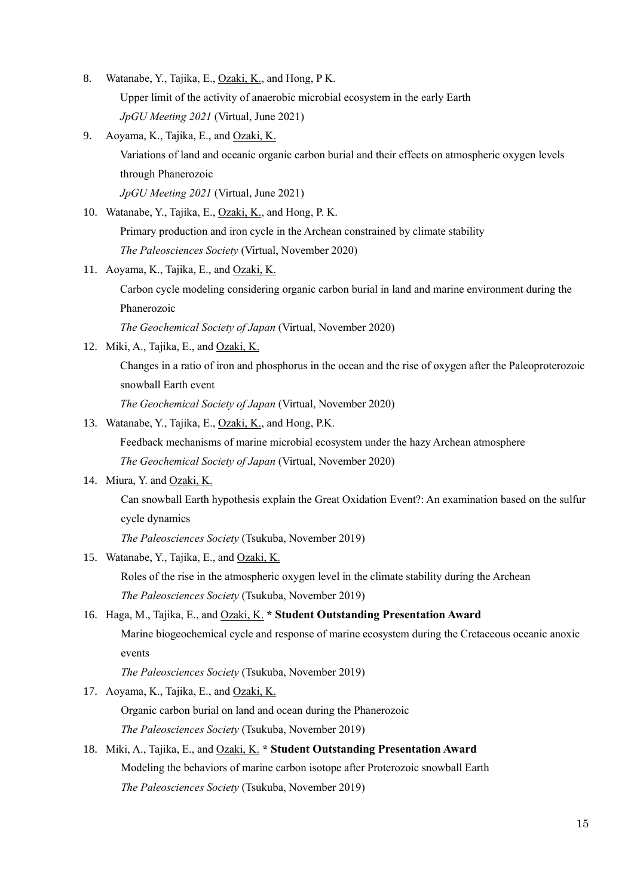8. Watanabe, Y., Tajika, E., <u>Ozaki, K.</u>, and Hong, P K.
   Upper limit of the activity of anaerobic microbial ecosystem in the early Earth
   *JpGU Meeting 2021* (Virtual, June 2021)
9. Aoyama, K., Tajika, E., and <u>Ozaki, K.</u>
   Variations of land and oceanic organic carbon burial and their effects on atmospheric oxygen levels through Phanerozoic
   *JpGU Meeting 2021* (Virtual, June 2021)
10. Watanabe, Y., Tajika, E., <u>Ozaki, K.</u>, and Hong, P. K.
    Primary production and iron cycle in the Archean constrained by climate stability
    *The Paleosciences Society* (Virtual, November 2020)
11. Aoyama, K., Tajika, E., and <u>Ozaki, K.</u>
    Carbon cycle modeling considering organic carbon burial in land and marine environment during the Phanerozoic
    *The Geochemical Society of Japan* (Virtual, November 2020)
12. Miki, A., Tajika, E., and <u>Ozaki, K.</u>
    Changes in a ratio of iron and phosphorus in the ocean and the rise of oxygen after the Paleoproterozoic snowball Earth event
    *The Geochemical Society of Japan* (Virtual, November 2020)
13. Watanabe, Y., Tajika, E., <u>Ozaki, K.</u>, and Hong, P.K.
    Feedback mechanisms of marine microbial ecosystem under the hazy Archean atmosphere
    *The Geochemical Society of Japan* (Virtual, November 2020)
14. Miura, Y. and <u>Ozaki, K.</u>
    Can snowball Earth hypothesis explain the Great Oxidation Event?: An examination based on the sulfur cycle dynamics
    *The Paleosciences Society* (Tsukuba, November 2019)
15. Watanabe, Y., Tajika, E., and <u>Ozaki, K.</u>
    Roles of the rise in the atmospheric oxygen level in the climate stability during the Archean
    *The Paleosciences Society* (Tsukuba, November 2019)
16. Haga, M., Tajika, E., and <u>Ozaki, K.</u> **\* Student Outstanding Presentation Award**
    Marine biogeochemical cycle and response of marine ecosystem during the Cretaceous oceanic anoxic events
    *The Paleosciences Society* (Tsukuba, November 2019)
17. Aoyama, K., Tajika, E., and <u>Ozaki, K.</u>
    Organic carbon burial on land and ocean during the Phanerozoic
    *The Paleosciences Society* (Tsukuba, November 2019)
18. Miki, A., Tajika, E., and <u>Ozaki, K.</u> **\* Student Outstanding Presentation Award**
    Modeling the behaviors of marine carbon isotope after Proterozoic snowball Earth
    *The Paleosciences Society* (Tsukuba, November 2019)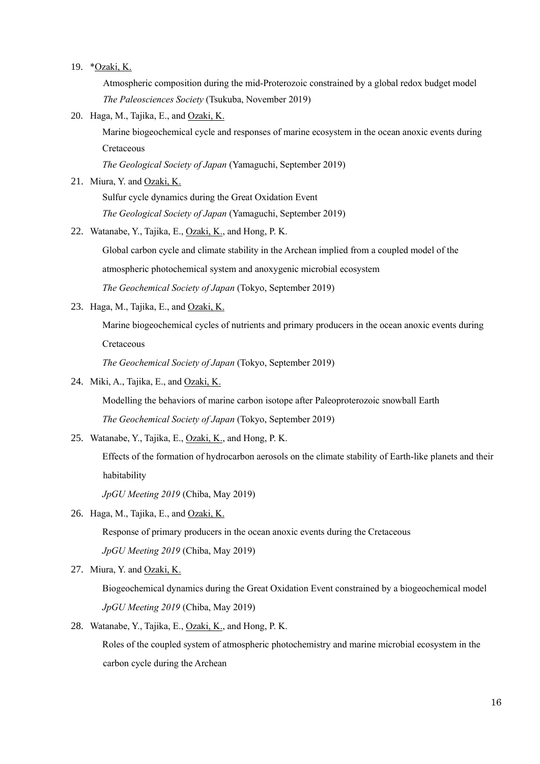19. *Ozaki, K.

    Atmospheric composition during the mid-Proterozoic constrained by a global redox budget model
    *The Paleosciences Society* (Tsukuba, November 2019)

20. Haga, M., Tajika, E., and Ozaki, K.

    Marine biogeochemical cycle and responses of marine ecosystem in the ocean anoxic events during Cretaceous
    *The Geological Society of Japan* (Yamaguchi, September 2019)

21. Miura, Y. and Ozaki, K.

    Sulfur cycle dynamics during the Great Oxidation Event
    *The Geological Society of Japan* (Yamaguchi, September 2019)

22. Watanabe, Y., Tajika, E., Ozaki, K., and Hong, P. K.

    Global carbon cycle and climate stability in the Archean implied from a coupled model of the atmospheric photochemical system and anoxygenic microbial ecosystem
    *The Geochemical Society of Japan* (Tokyo, September 2019)

23. Haga, M., Tajika, E., and Ozaki, K.

    Marine biogeochemical cycles of nutrients and primary producers in the ocean anoxic events during Cretaceous
    *The Geochemical Society of Japan* (Tokyo, September 2019)

24. Miki, A., Tajika, E., and Ozaki, K.

    Modelling the behaviors of marine carbon isotope after Paleoproterozoic snowball Earth
    *The Geochemical Society of Japan* (Tokyo, September 2019)

25. Watanabe, Y., Tajika, E., Ozaki, K., and Hong, P. K.

    Effects of the formation of hydrocarbon aerosols on the climate stability of Earth-like planets and their habitability
    *JpGU Meeting 2019* (Chiba, May 2019)

26. Haga, M., Tajika, E., and Ozaki, K.

    Response of primary producers in the ocean anoxic events during the Cretaceous
    *JpGU Meeting 2019* (Chiba, May 2019)

27. Miura, Y. and Ozaki, K.

    Biogeochemical dynamics during the Great Oxidation Event constrained by a biogeochemical model
    *JpGU Meeting 2019* (Chiba, May 2019)

28. Watanabe, Y., Tajika, E., Ozaki, K., and Hong, P. K.

    Roles of the coupled system of atmospheric photochemistry and marine microbial ecosystem in the carbon cycle during the Archean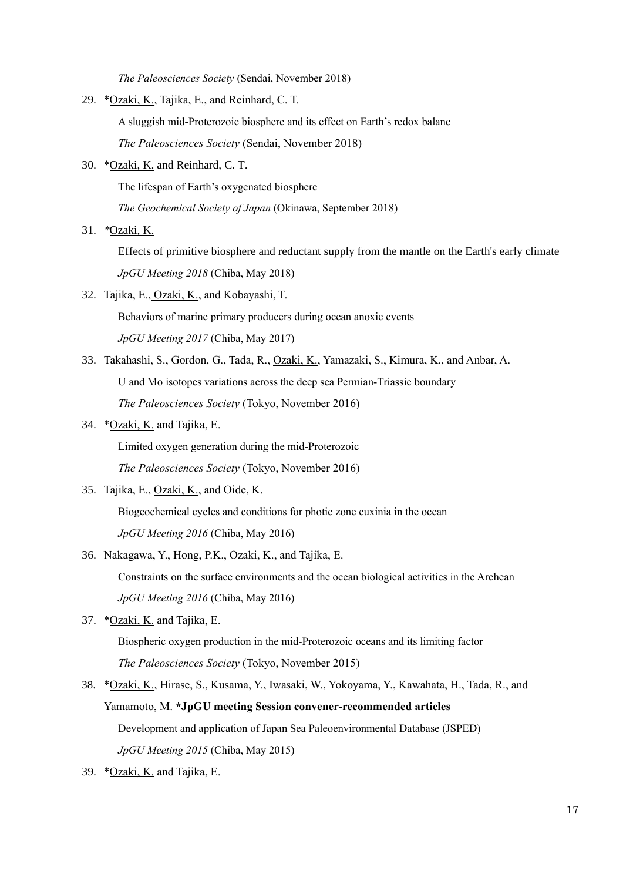*The Paleosciences Society* (Sendai, November 2018)

29. *Ozaki, K., Tajika, E., and Reinhard, C. T.

    A sluggish mid-Proterozoic biosphere and its effect on Earth's redox balanc

    *The Paleosciences Society* (Sendai, November 2018)

30. *Ozaki, K. and Reinhard, C. T.

    The lifespan of Earth's oxygenated biosphere

    *The Geochemical Society of Japan* (Okinawa, September 2018)

31. *Ozaki, K.

    Effects of primitive biosphere and reductant supply from the mantle on the Earth's early climate

    *JpGU Meeting 2018* (Chiba, May 2018)

32. Tajika, E., Ozaki, K., and Kobayashi, T.

    Behaviors of marine primary producers during ocean anoxic events

    *JpGU Meeting 2017* (Chiba, May 2017)

33. Takahashi, S., Gordon, G., Tada, R., Ozaki, K., Yamazaki, S., Kimura, K., and Anbar, A.

    U and Mo isotopes variations across the deep sea Permian-Triassic boundary

    *The Paleosciences Society* (Tokyo, November 2016)

34. *Ozaki, K. and Tajika, E.

    Limited oxygen generation during the mid-Proterozoic

    *The Paleosciences Society* (Tokyo, November 2016)

35. Tajika, E., Ozaki, K., and Oide, K.

    Biogeochemical cycles and conditions for photic zone euxinia in the ocean

    *JpGU Meeting 2016* (Chiba, May 2016)

36. Nakagawa, Y., Hong, P.K., Ozaki, K., and Tajika, E.

    Constraints on the surface environments and the ocean biological activities in the Archean

    *JpGU Meeting 2016* (Chiba, May 2016)

37. *Ozaki, K. and Tajika, E.

    Biospheric oxygen production in the mid-Proterozoic oceans and its limiting factor

    *The Paleosciences Society* (Tokyo, November 2015)

38. *Ozaki, K., Hirase, S., Kusama, Y., Iwasaki, W., Yokoyama, Y., Kawahata, H., Tada, R., and Yamamoto, M. **\*JpGU meeting Session convener-recommended articles**

    Development and application of Japan Sea Paleoenvironmental Database (JSPED)

    *JpGU Meeting 2015* (Chiba, May 2015)

39. *Ozaki, K. and Tajika, E.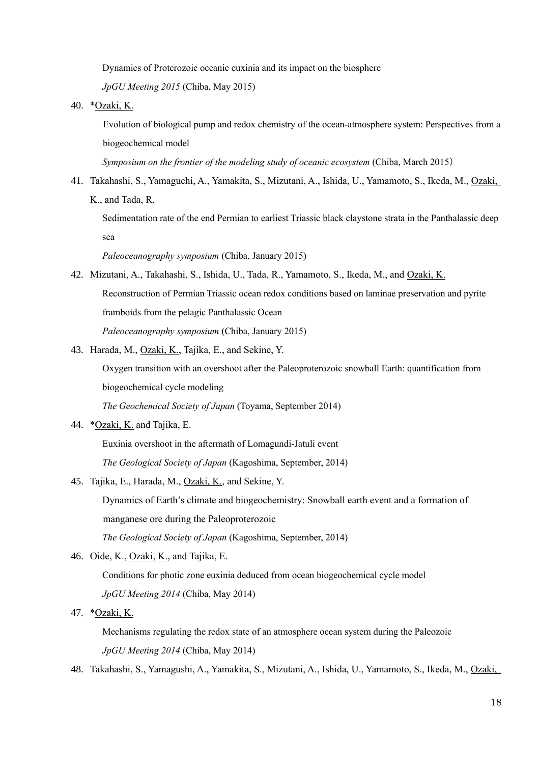Dynamics of Proterozoic oceanic euxinia and its impact on the biosphere

*JpGU Meeting 2015* (Chiba, May 2015)

40. *Ozaki, K.

    Evolution of biological pump and redox chemistry of the ocean-atmosphere system: Perspectives from a biogeochemical model

    *Symposium on the frontier of the modeling study of oceanic ecosystem* (Chiba, March 2015)

41. Takahashi, S., Yamaguchi, A., Yamakita, S., Mizutani, A., Ishida, U., Yamamoto, S., Ikeda, M., Ozaki, K., and Tada, R.

    Sedimentation rate of the end Permian to earliest Triassic black claystone strata in the Panthalassic deep sea

    *Paleoceanography symposium* (Chiba, January 2015)

42. Mizutani, A., Takahashi, S., Ishida, U., Tada, R., Yamamoto, S., Ikeda, M., and Ozaki, K.

    Reconstruction of Permian Triassic ocean redox conditions based on laminae preservation and pyrite framboids from the pelagic Panthalassic Ocean

    *Paleoceanography symposium* (Chiba, January 2015)

43. Harada, M., Ozaki, K., Tajika, E., and Sekine, Y.

    Oxygen transition with an overshoot after the Paleoproterozoic snowball Earth: quantification from biogeochemical cycle modeling

    *The Geochemical Society of Japan* (Toyama, September 2014)

44. *Ozaki, K. and Tajika, E.

    Euxinia overshoot in the aftermath of Lomagundi-Jatuli event

    *The Geological Society of Japan* (Kagoshima, September, 2014)

45. Tajika, E., Harada, M., Ozaki, K., and Sekine, Y.

    Dynamics of Earth's climate and biogeochemistry: Snowball earth event and a formation of manganese ore during the Paleoproterozoic

    *The Geological Society of Japan* (Kagoshima, September, 2014)

46. Oide, K., Ozaki, K., and Tajika, E.

    Conditions for photic zone euxinia deduced from ocean biogeochemical cycle model

    *JpGU Meeting 2014* (Chiba, May 2014)

47. *Ozaki, K.

    Mechanisms regulating the redox state of an atmosphere ocean system during the Paleozoic

    *JpGU Meeting 2014* (Chiba, May 2014)

48. Takahashi, S., Yamagushi, A., Yamakita, S., Mizutani, A., Ishida, U., Yamamoto, S., Ikeda, M., Ozaki,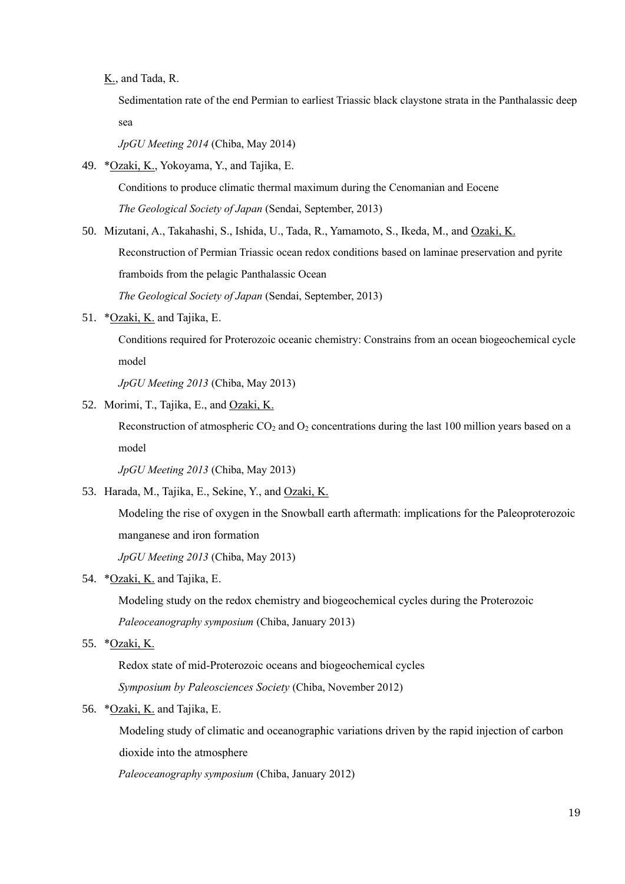K., and Tada, R.

Sedimentation rate of the end Permian to earliest Triassic black claystone strata in the Panthalassic deep sea

*JpGU Meeting 2014* (Chiba, May 2014)

49. *Ozaki, K., Yokoyama, Y., and Tajika, E.

    Conditions to produce climatic thermal maximum during the Cenomanian and Eocene

    *The Geological Society of Japan* (Sendai, September, 2013)

50. Mizutani, A., Takahashi, S., Ishida, U., Tada, R., Yamamoto, S., Ikeda, M., and Ozaki, K.

    Reconstruction of Permian Triassic ocean redox conditions based on laminae preservation and pyrite framboids from the pelagic Panthalassic Ocean

    *The Geological Society of Japan* (Sendai, September, 2013)

51. *Ozaki, K. and Tajika, E.

    Conditions required for Proterozoic oceanic chemistry: Constrains from an ocean biogeochemical cycle model

    *JpGU Meeting 2013* (Chiba, May 2013)

52. Morimi, T., Tajika, E., and Ozaki, K.

    Reconstruction of atmospheric $CO_2$ and $O_2$ concentrations during the last 100 million years based on a model

    *JpGU Meeting 2013* (Chiba, May 2013)

53. Harada, M., Tajika, E., Sekine, Y., and Ozaki, K.

    Modeling the rise of oxygen in the Snowball earth aftermath: implications for the Paleoproterozoic manganese and iron formation

    *JpGU Meeting 2013* (Chiba, May 2013)

54. *Ozaki, K. and Tajika, E.

    Modeling study on the redox chemistry and biogeochemical cycles during the Proterozoic

    *Paleoceanography symposium* (Chiba, January 2013)

55. *Ozaki, K.

    Redox state of mid-Proterozoic oceans and biogeochemical cycles

    *Symposium by Paleosciences Society* (Chiba, November 2012)

56. *Ozaki, K. and Tajika, E.

    Modeling study of climatic and oceanographic variations driven by the rapid injection of carbon dioxide into the atmosphere

    *Paleoceanography symposium* (Chiba, January 2012)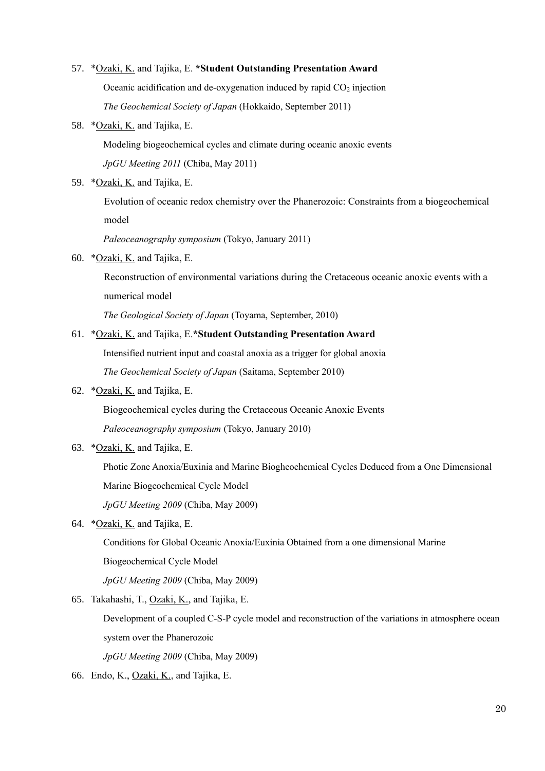57. *<u>Ozaki, K.</u> and Tajika, E. **\*Student Outstanding Presentation Award**

    Oceanic acidification and de-oxygenation induced by rapid $CO_2$ injection

    *The Geochemical Society of Japan* (Hokkaido, September 2011)

58. *<u>Ozaki, K.</u> and Tajika, E.

    Modeling biogeochemical cycles and climate during oceanic anoxic events

    *JpGU Meeting 2011* (Chiba, May 2011)

59. *<u>Ozaki, K.</u> and Tajika, E.

    Evolution of oceanic redox chemistry over the Phanerozoic: Constraints from a biogeochemical model

    *Paleoceanography symposium* (Tokyo, January 2011)

60. *<u>Ozaki, K.</u> and Tajika, E.

    Reconstruction of environmental variations during the Cretaceous oceanic anoxic events with a numerical model

    *The Geological Society of Japan* (Toyama, September, 2010)

61. *<u>Ozaki, K.</u> and Tajika, E.**\*Student Outstanding Presentation Award**

    Intensified nutrient input and coastal anoxia as a trigger for global anoxia

    *The Geochemical Society of Japan* (Saitama, September 2010)

62. *<u>Ozaki, K.</u> and Tajika, E.

    Biogeochemical cycles during the Cretaceous Oceanic Anoxic Events

    *Paleoceanography symposium* (Tokyo, January 2010)

63. *<u>Ozaki, K.</u> and Tajika, E.

    Photic Zone Anoxia/Euxinia and Marine Biogheochemical Cycles Deduced from a One Dimensional Marine Biogeochemical Cycle Model

    *JpGU Meeting 2009* (Chiba, May 2009)

64. *<u>Ozaki, K.</u> and Tajika, E.

    Conditions for Global Oceanic Anoxia/Euxinia Obtained from a one dimensional Marine Biogeochemical Cycle Model

    *JpGU Meeting 2009* (Chiba, May 2009)

65. Takahashi, T., <u>Ozaki, K.</u>, and Tajika, E.

    Development of a coupled C-S-P cycle model and reconstruction of the variations in atmosphere ocean system over the Phanerozoic

    *JpGU Meeting 2009* (Chiba, May 2009)

66. Endo, K., <u>Ozaki, K.</u>, and Tajika, E.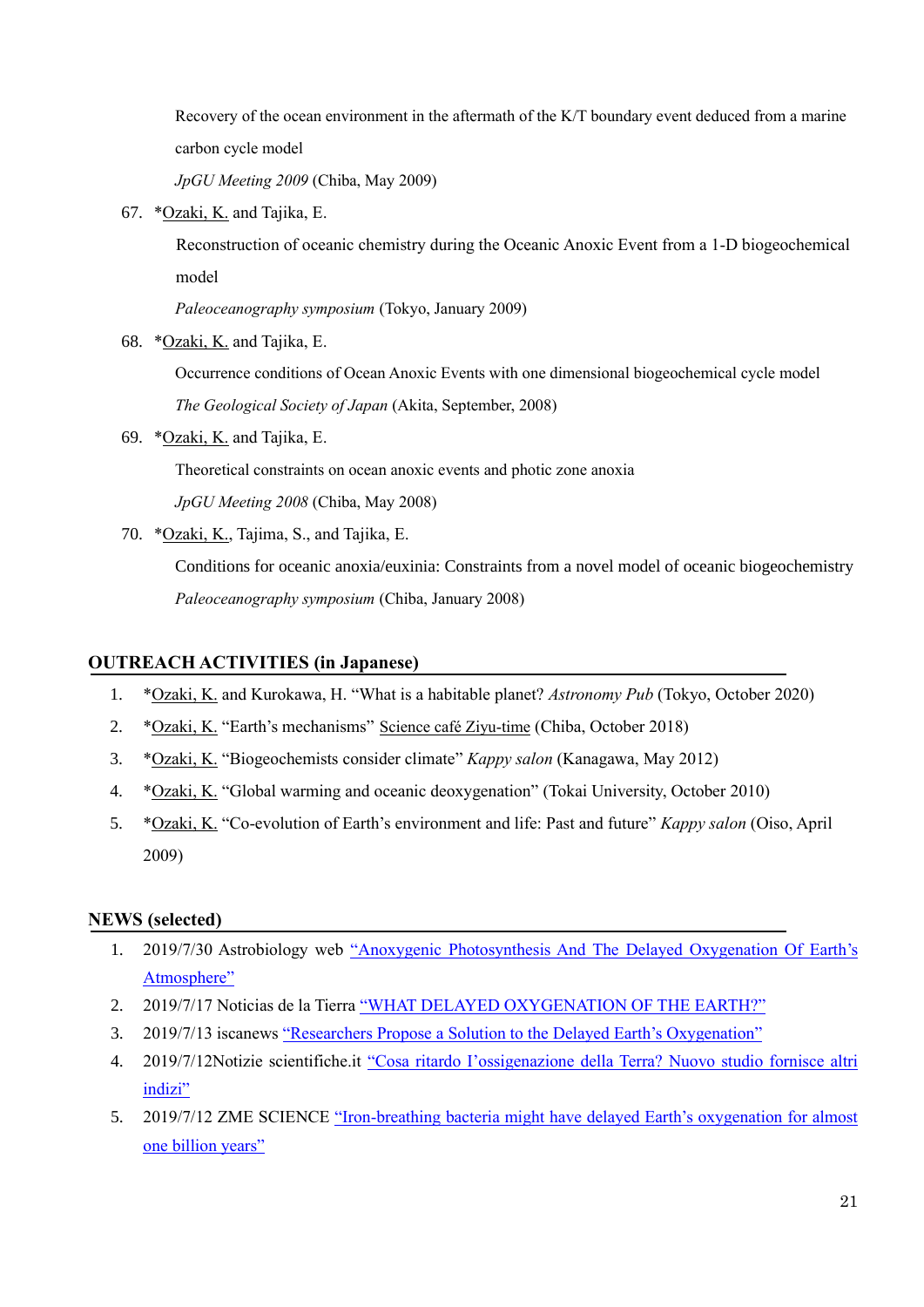Recovery of the ocean environment in the aftermath of the K/T boundary event deduced from a marine carbon cycle model

*JpGU Meeting 2009* (Chiba, May 2009)

67. *Ozaki, K. and Tajika, E.

    Reconstruction of oceanic chemistry during the Oceanic Anoxic Event from a 1-D biogeochemical model

    *Paleoceanography symposium* (Tokyo, January 2009)

68. *Ozaki, K. and Tajika, E.

    Occurrence conditions of Ocean Anoxic Events with one dimensional biogeochemical cycle model

    *The Geological Society of Japan* (Akita, September, 2008)

69. *Ozaki, K. and Tajika, E.

    Theoretical constraints on ocean anoxic events and photic zone anoxia

    *JpGU Meeting 2008* (Chiba, May 2008)

70. *Ozaki, K., Tajima, S., and Tajika, E.

    Conditions for oceanic anoxia/euxinia: Constraints from a novel model of oceanic biogeochemistry

    *Paleoceanography symposium* (Chiba, January 2008)

## OUTREACH ACTIVITIES (in Japanese)

1. *Ozaki, K. and Kurokawa, H. "What is a habitable planet? *Astronomy Pub* (Tokyo, October 2020)
2. *Ozaki, K. "Earth's mechanisms" Science café Ziyu-time (Chiba, October 2018)
3. *Ozaki, K. "Biogeochemists consider climate" *Kappy salon* (Kanagawa, May 2012)
4. *Ozaki, K. "Global warming and oceanic deoxygenation" (Tokai University, October 2010)
5. *Ozaki, K. "Co-evolution of Earth's environment and life: Past and future" *Kappy salon* (Oiso, April 2009)

## NEWS (selected)

1. 2019/7/30 Astrobiology web "Anoxygenic Photosynthesis And The Delayed Oxygenation Of Earth's Atmosphere"
2. 2019/7/17 Noticias de la Tierra "WHAT DELAYED OXYGENATION OF THE EARTH?"
3. 2019/7/13 iscanews "Researchers Propose a Solution to the Delayed Earth's Oxygenation"
4. 2019/7/12Notizie scientifiche.it "Cosa ritardo I'ossigenazione della Terra? Nuovo studio fornisce altri indizi"
5. 2019/7/12 ZME SCIENCE "Iron-breathing bacteria might have delayed Earth's oxygenation for almost one billion years"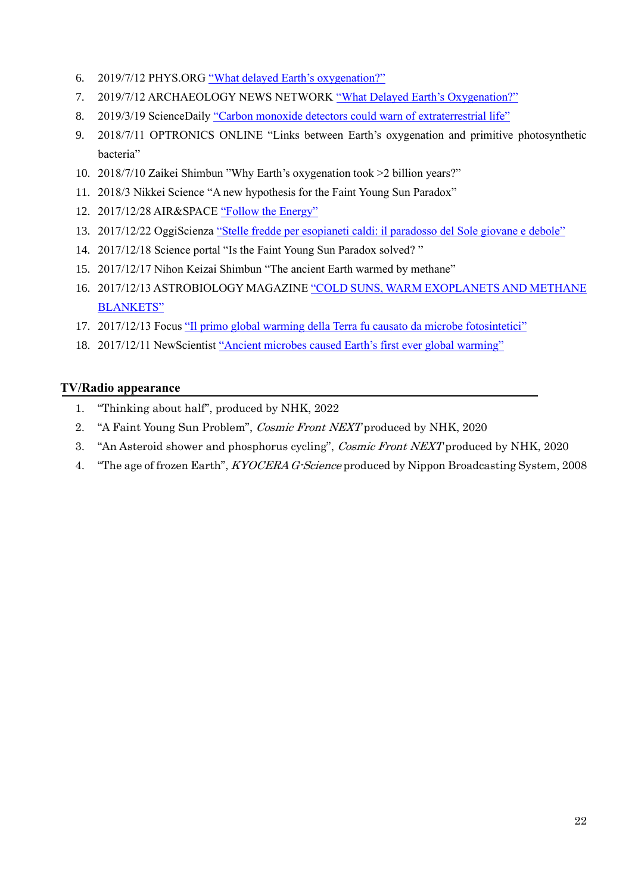6. 2019/7/12 PHYS.ORG “What delayed Earth’s oxygenation?”
7. 2019/7/12 ARCHAEOLOGY NEWS NETWORK “What Delayed Earth’s Oxygenation?”
8. 2019/3/19 ScienceDaily “Carbon monoxide detectors could warn of extraterrestrial life”
9. 2018/7/11 OPTRONICS ONLINE “Links between Earth’s oxygenation and primitive photosynthetic bacteria”
10. 2018/7/10 Zaikei Shimbun ”Why Earth’s oxygenation took >2 billion years?”
11. 2018/3 Nikkei Science “A new hypothesis for the Faint Young Sun Paradox”
12. 2017/12/28 AIR&SPACE “Follow the Energy”
13. 2017/12/22 OggiScienza “Stelle fredde per esopianeti caldi: il paradosso del Sole giovane e debole”
14. 2017/12/18 Science portal “Is the Faint Young Sun Paradox solved? ”
15. 2017/12/17 Nihon Keizai Shimbun “The ancient Earth warmed by methane”
16. 2017/12/13 ASTROBIOLOGY MAGAZINE “COLD SUNS, WARM EXOPLANETS AND METHANE BLANKETS”
17. 2017/12/13 Focus “Il primo global warming della Terra fu causato da microbe fotosintetici”
18. 2017/12/11 NewScientist “Ancient microbes caused Earth’s first ever global warming”

## TV/Radio appearance

1. “Thinking about half”, produced by NHK, 2022
2. “A Faint Young Sun Problem”, *Cosmic Front NEXT* produced by NHK, 2020
3. “An Asteroid shower and phosphorus cycling”, *Cosmic Front NEXT* produced by NHK, 2020
4. “The age of frozen Earth”, *KYOCERA G-Science* produced by Nippon Broadcasting System, 2008